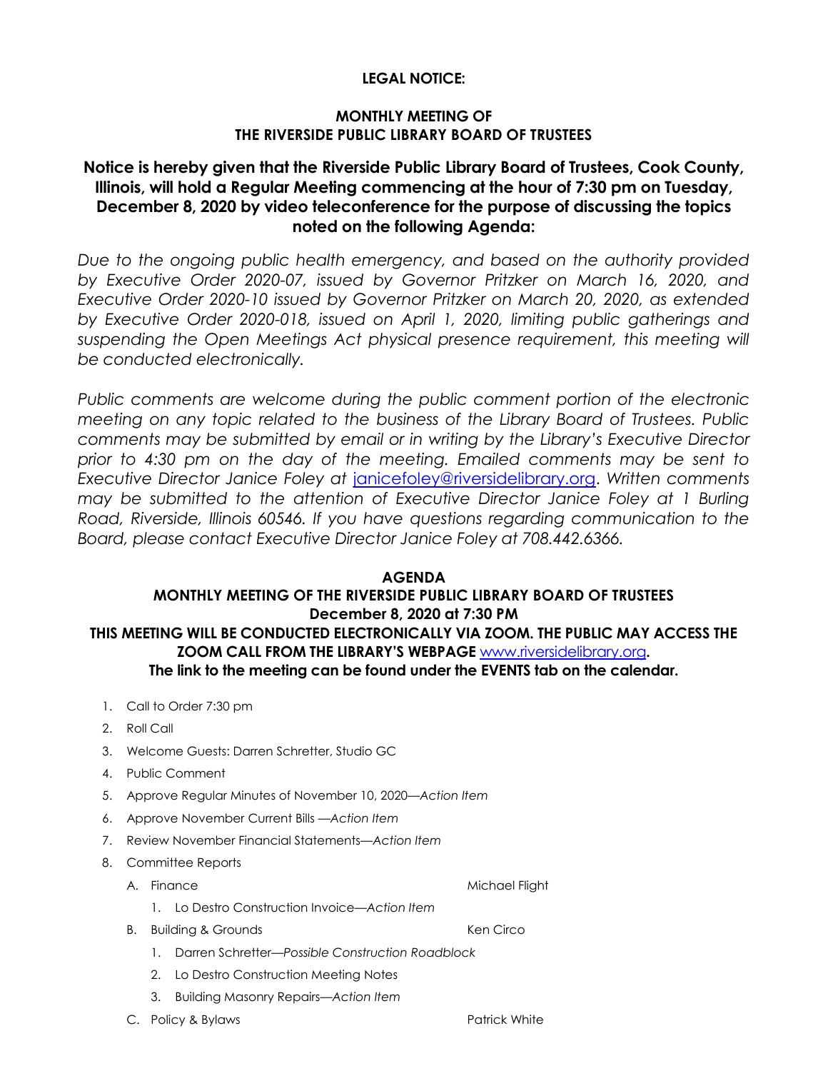# LEGAL NOTICE:

## MONTHLY MEETING OF THE RIVERSIDE PUBLIC LIBRARY BOARD OF TRUSTEES

**Notice is hereby given that the Riverside Public Library Board of Trustees, Cook County, Illinois, will hold a Regular Meeting commencing at the hour of 7:30 pm on Tuesday, December 8, 2020 by video teleconference for the purpose of discussing the topics noted on the following Agenda:**

*Due to the ongoing public health emergency, and based on the authority provided by Executive Order 2020-07, issued by Governor Pritzker on March 16, 2020, and Executive Order 2020-10 issued by Governor Pritzker on March 20, 2020, as extended by Executive Order 2020-018, issued on April 1, 2020, limiting public gatherings and suspending the Open Meetings Act physical presence requirement, this meeting will be conducted electronically.*

*Public comments are welcome during the public comment portion of the electronic meeting on any topic related to the business of the Library Board of Trustees. Public comments may be submitted by email or in writing by the Library's Executive Director prior to 4:30 pm on the day of the meeting. Emailed comments may be sent to Executive Director Janice Foley at* janicefoley@riversidelibrary.org. *Written comments may be submitted to the attention of Executive Director Janice Foley at 1 Burling Road, Riverside, Illinois 60546. If you have questions regarding communication to the Board, please contact Executive Director Janice Foley at 708.442.6366.*

## AGENDA

**MONTHLY MEETING OF THE RIVERSIDE PUBLIC LIBRARY BOARD OF TRUSTEES**
**December 8, 2020 at 7:30 PM**
**THIS MEETING WILL BE CONDUCTED ELECTRONICALLY VIA ZOOM. THE PUBLIC MAY ACCESS THE ZOOM CALL FROM THE LIBRARY'S WEBPAGE www.riversidelibrary.org.**
**The link to the meeting can be found under the EVENTS tab on the calendar.**

1. Call to Order 7:30 pm
2. Roll Call
3. Welcome Guests: Darren Schretter, Studio GC
4. Public Comment
5. Approve Regular Minutes of November 10, 2020—*Action Item*
6. Approve November Current Bills —*Action Item*
7. Review November Financial Statements—*Action Item*
8. Committee Reports
   - A. Finance — Michael Flight
     1. Lo Destro Construction Invoice—*Action Item*
   - B. Building & Grounds — Ken Circo
     1. Darren Schretter—*Possible Construction Roadblock*
     2. Lo Destro Construction Meeting Notes
     3. Building Masonry Repairs—*Action Item*
   - C. Policy & Bylaws — Patrick White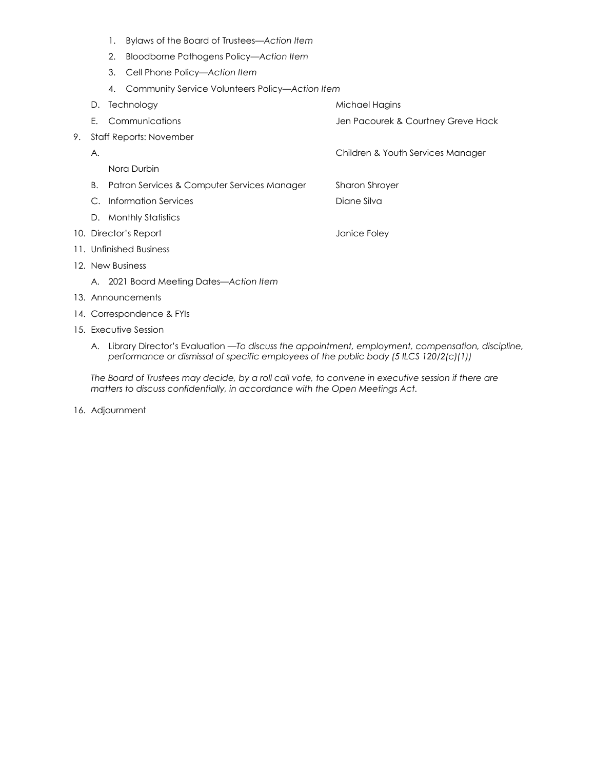1. Bylaws of the Board of Trustees—*Action Item*
2. Bloodborne Pathogens Policy—*Action Item*
3. Cell Phone Policy—*Action Item*
4. Community Service Volunteers Policy—*Action Item*

D. Technology — Michael Hagins

E. Communications — Jen Pacourek & Courtney Greve Hack

9. Staff Reports: November

   A. Children & Youth Services Manager

      Nora Durbin

   B. Patron Services & Computer Services Manager — Sharon Shroyer

   C. Information Services — Diane Silva

   D. Monthly Statistics

10. Director's Report — Janice Foley

11. Unfinished Business

12. New Business

    A. 2021 Board Meeting Dates—*Action Item*

13. Announcements

14. Correspondence & FYIs

15. Executive Session

    A. Library Director's Evaluation —*To discuss the appointment, employment, compensation, discipline, performance or dismissal of specific employees of the public body (5 ILCS 120/2(c)(1))*

    *The Board of Trustees may decide, by a roll call vote, to convene in executive session if there are matters to discuss confidentially, in accordance with the Open Meetings Act.*

16. Adjournment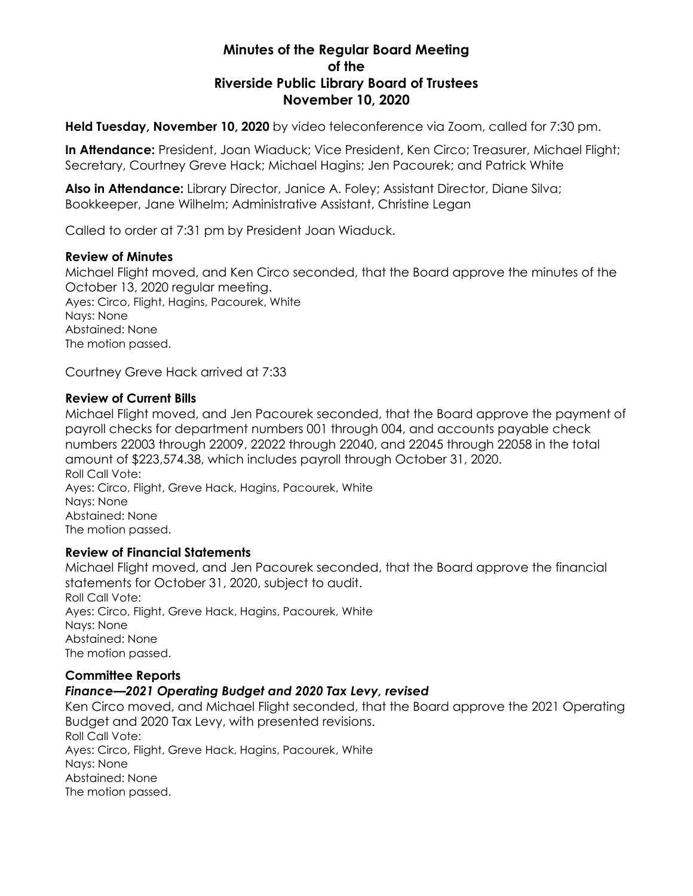# Minutes of the Regular Board Meeting of the Riverside Public Library Board of Trustees November 10, 2020

**Held Tuesday, November 10, 2020** by video teleconference via Zoom, called for 7:30 pm.

**In Attendance:** President, Joan Wiaduck; Vice President, Ken Circo; Treasurer, Michael Flight; Secretary, Courtney Greve Hack; Michael Hagins; Jen Pacourek; and Patrick White

**Also in Attendance:** Library Director, Janice A. Foley; Assistant Director, Diane Silva; Bookkeeper, Jane Wilhelm; Administrative Assistant, Christine Legan

Called to order at 7:31 pm by President Joan Wiaduck.

### Review of Minutes

Michael Flight moved, and Ken Circo seconded, that the Board approve the minutes of the October 13, 2020 regular meeting.
Ayes: Circo, Flight, Hagins, Pacourek, White
Nays: None
Abstained: None
The motion passed.

Courtney Greve Hack arrived at 7:33

### Review of Current Bills

Michael Flight moved, and Jen Pacourek seconded, that the Board approve the payment of payroll checks for department numbers 001 through 004, and accounts payable check numbers 22003 through 22009, 22022 through 22040, and 22045 through 22058 in the total amount of $223,574.38, which includes payroll through October 31, 2020.
Roll Call Vote:
Ayes: Circo, Flight, Greve Hack, Hagins, Pacourek, White
Nays: None
Abstained: None
The motion passed.

### Review of Financial Statements

Michael Flight moved, and Jen Pacourek seconded, that the Board approve the financial statements for October 31, 2020, subject to audit.
Roll Call Vote:
Ayes: Circo, Flight, Greve Hack, Hagins, Pacourek, White
Nays: None
Abstained: None
The motion passed.

### Committee Reports

#### *Finance—2021 Operating Budget and 2020 Tax Levy, revised*

Ken Circo moved, and Michael Flight seconded, that the Board approve the 2021 Operating Budget and 2020 Tax Levy, with presented revisions.
Roll Call Vote:
Ayes: Circo, Flight, Greve Hack, Hagins, Pacourek, White
Nays: None
Abstained: None
The motion passed.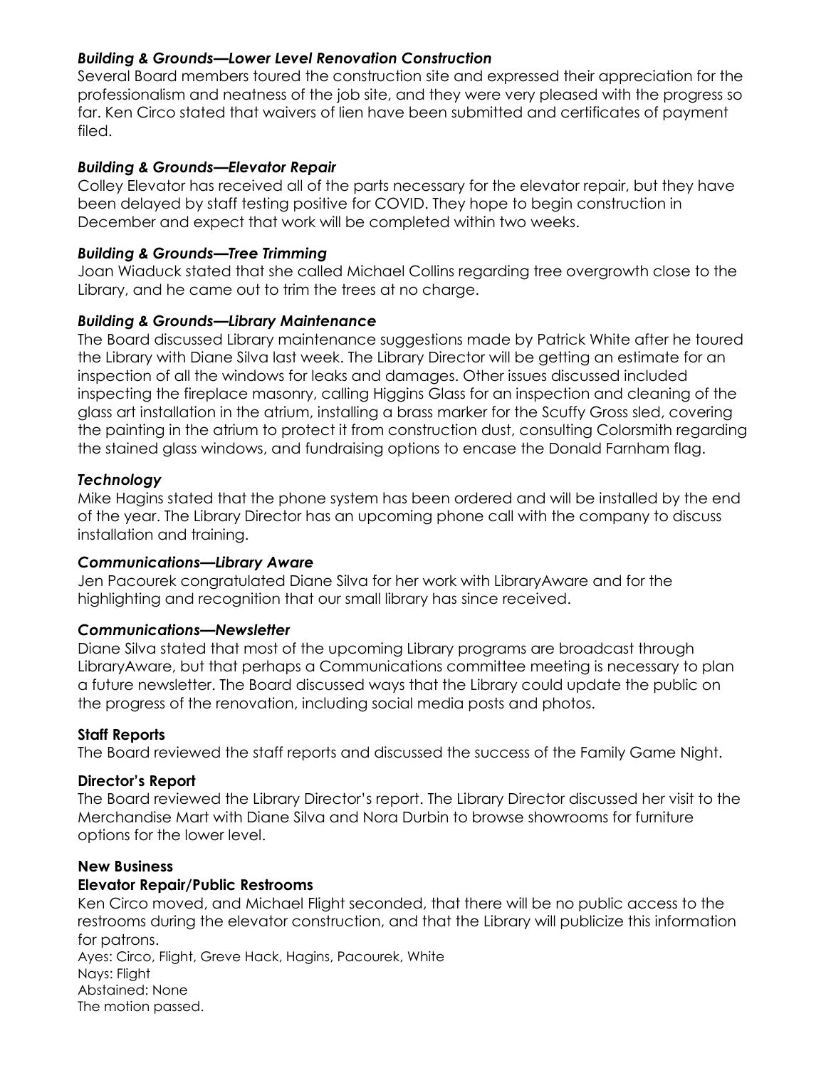***Building & Grounds—Lower Level Renovation Construction***

Several Board members toured the construction site and expressed their appreciation for the professionalism and neatness of the job site, and they were very pleased with the progress so far. Ken Circo stated that waivers of lien have been submitted and certificates of payment filed.

***Building & Grounds—Elevator Repair***

Colley Elevator has received all of the parts necessary for the elevator repair, but they have been delayed by staff testing positive for COVID. They hope to begin construction in December and expect that work will be completed within two weeks.

***Building & Grounds—Tree Trimming***

Joan Wiaduck stated that she called Michael Collins regarding tree overgrowth close to the Library, and he came out to trim the trees at no charge.

***Building & Grounds—Library Maintenance***

The Board discussed Library maintenance suggestions made by Patrick White after he toured the Library with Diane Silva last week. The Library Director will be getting an estimate for an inspection of all the windows for leaks and damages. Other issues discussed included inspecting the fireplace masonry, calling Higgins Glass for an inspection and cleaning of the glass art installation in the atrium, installing a brass marker for the Scuffy Gross sled, covering the painting in the atrium to protect it from construction dust, consulting Colorsmith regarding the stained glass windows, and fundraising options to encase the Donald Farnham flag.

***Technology***

Mike Hagins stated that the phone system has been ordered and will be installed by the end of the year. The Library Director has an upcoming phone call with the company to discuss installation and training.

***Communications—Library Aware***

Jen Pacourek congratulated Diane Silva for her work with LibraryAware and for the highlighting and recognition that our small library has since received.

***Communications—Newsletter***

Diane Silva stated that most of the upcoming Library programs are broadcast through LibraryAware, but that perhaps a Communications committee meeting is necessary to plan a future newsletter. The Board discussed ways that the Library could update the public on the progress of the renovation, including social media posts and photos.

**Staff Reports**

The Board reviewed the staff reports and discussed the success of the Family Game Night.

**Director's Report**

The Board reviewed the Library Director's report. The Library Director discussed her visit to the Merchandise Mart with Diane Silva and Nora Durbin to browse showrooms for furniture options for the lower level.

**New Business**

**Elevator Repair/Public Restrooms**

Ken Circo moved, and Michael Flight seconded, that there will be no public access to the restrooms during the elevator construction, and that the Library will publicize this information for patrons.
Ayes: Circo, Flight, Greve Hack, Hagins, Pacourek, White
Nays: Flight
Abstained: None
The motion passed.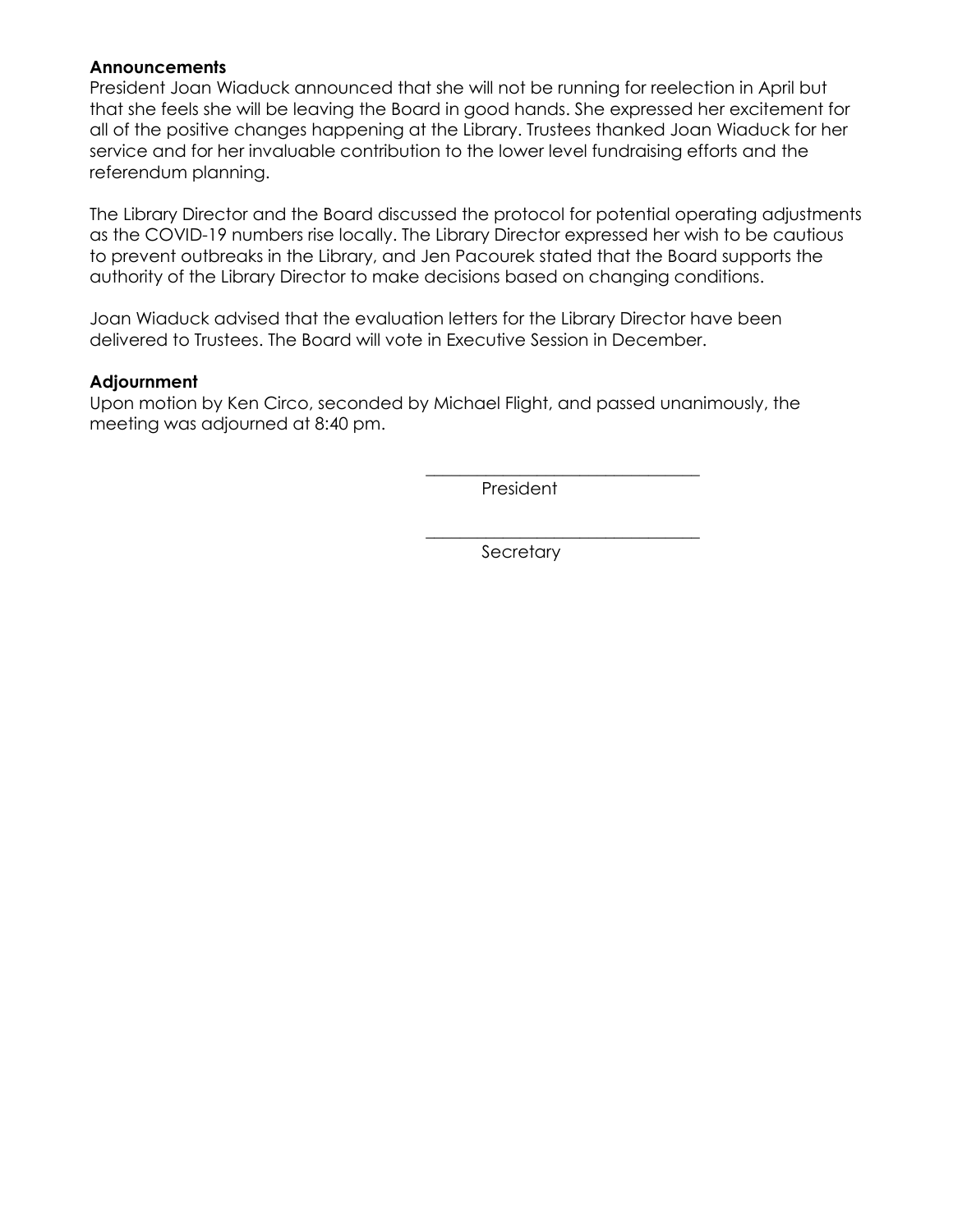**Announcements**

President Joan Wiaduck announced that she will not be running for reelection in April but that she feels she will be leaving the Board in good hands. She expressed her excitement for all of the positive changes happening at the Library. Trustees thanked Joan Wiaduck for her service and for her invaluable contribution to the lower level fundraising efforts and the referendum planning.

The Library Director and the Board discussed the protocol for potential operating adjustments as the COVID-19 numbers rise locally. The Library Director expressed her wish to be cautious to prevent outbreaks in the Library, and Jen Pacourek stated that the Board supports the authority of the Library Director to make decisions based on changing conditions.

Joan Wiaduck advised that the evaluation letters for the Library Director have been delivered to Trustees. The Board will vote in Executive Session in December.

**Adjournment**

Upon motion by Ken Circo, seconded by Michael Flight, and passed unanimously, the meeting was adjourned at 8:40 pm.

_______________________________
President

_______________________________
Secretary